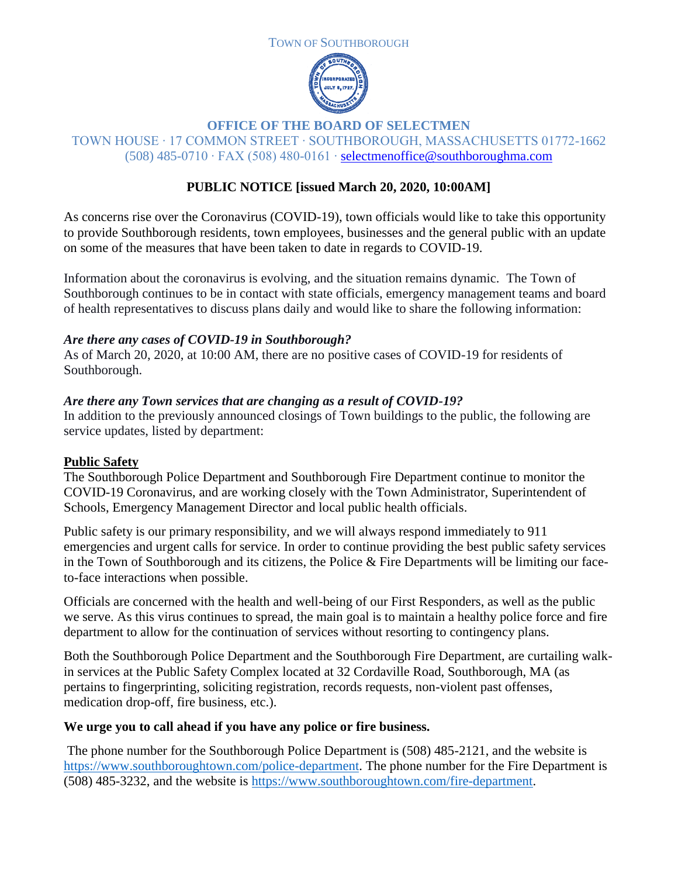TOWN OF SOUTHBOROUGH

**OFFICE OF THE BOARD OF SELECTMEN**

TOWN HOUSE · 17 COMMON STREET · SOUTHBOROUGH, MASSACHUSETTS 01772-1662
(508) 485-0710 · FAX (508) 480-0161 · selectmenoffice@southboroughma.com

# PUBLIC NOTICE [issued March 20, 2020, 10:00AM]

As concerns rise over the Coronavirus (COVID-19), town officials would like to take this opportunity to provide Southborough residents, town employees, businesses and the general public with an update on some of the measures that have been taken to date in regards to COVID-19.

Information about the coronavirus is evolving, and the situation remains dynamic. The Town of Southborough continues to be in contact with state officials, emergency management teams and board of health representatives to discuss plans daily and would like to share the following information:

***Are there any cases of COVID-19 in Southborough?***

As of March 20, 2020, at 10:00 AM, there are no positive cases of COVID-19 for residents of Southborough.

***Are there any Town services that are changing as a result of COVID-19?***

In addition to the previously announced closings of Town buildings to the public, the following are service updates, listed by department:

## Public Safety

The Southborough Police Department and Southborough Fire Department continue to monitor the COVID-19 Coronavirus, and are working closely with the Town Administrator, Superintendent of Schools, Emergency Management Director and local public health officials.

Public safety is our primary responsibility, and we will always respond immediately to 911 emergencies and urgent calls for service. In order to continue providing the best public safety services in the Town of Southborough and its citizens, the Police & Fire Departments will be limiting our face-to-face interactions when possible.

Officials are concerned with the health and well-being of our First Responders, as well as the public we serve. As this virus continues to spread, the main goal is to maintain a healthy police force and fire department to allow for the continuation of services without resorting to contingency plans.

Both the Southborough Police Department and the Southborough Fire Department, are curtailing walk-in services at the Public Safety Complex located at 32 Cordaville Road, Southborough, MA (as pertains to fingerprinting, soliciting registration, records requests, non-violent past offenses, medication drop-off, fire business, etc.).

**We urge you to call ahead if you have any police or fire business.**

The phone number for the Southborough Police Department is (508) 485-2121, and the website is https://www.southboroughtown.com/police-department. The phone number for the Fire Department is (508) 485-3232, and the website is https://www.southboroughtown.com/fire-department.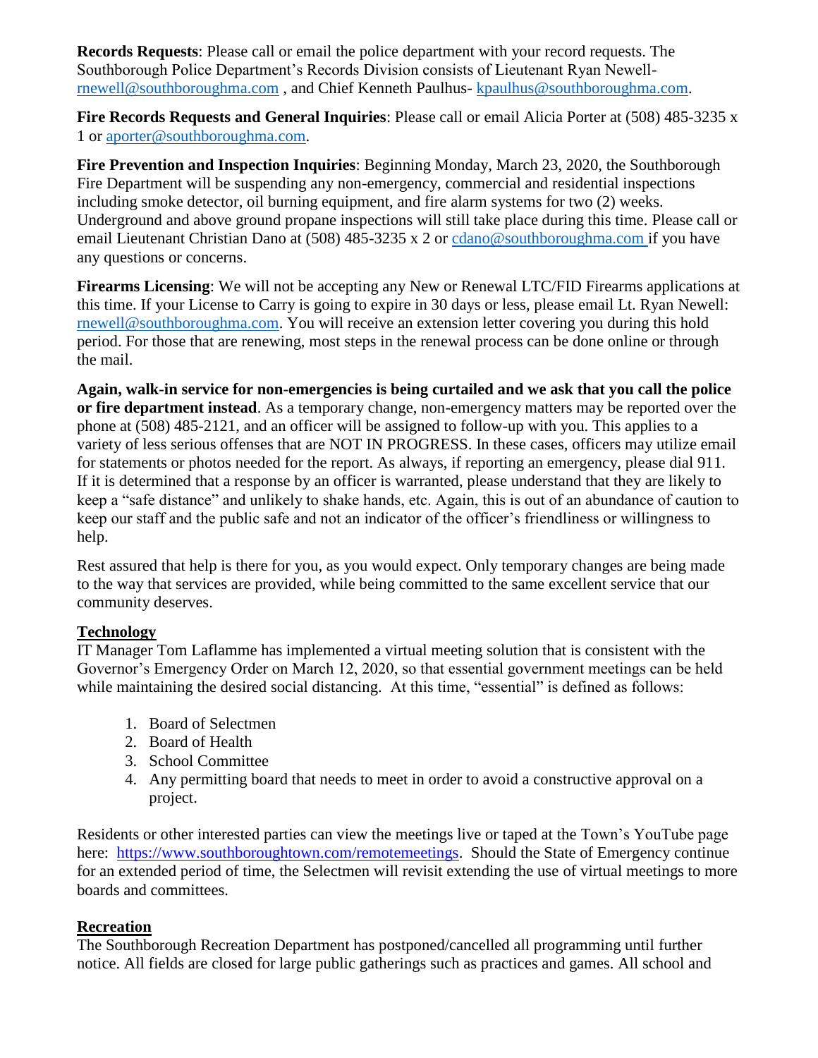**Records Requests**: Please call or email the police department with your record requests. The Southborough Police Department's Records Division consists of Lieutenant Ryan Newell- rnewell@southboroughma.com , and Chief Kenneth Paulhus- kpaulhus@southboroughma.com.

**Fire Records Requests and General Inquiries**: Please call or email Alicia Porter at (508) 485-3235 x 1 or aporter@southboroughma.com.

**Fire Prevention and Inspection Inquiries**: Beginning Monday, March 23, 2020, the Southborough Fire Department will be suspending any non-emergency, commercial and residential inspections including smoke detector, oil burning equipment, and fire alarm systems for two (2) weeks. Underground and above ground propane inspections will still take place during this time. Please call or email Lieutenant Christian Dano at (508) 485-3235 x 2 or cdano@southboroughma.com if you have any questions or concerns.

**Firearms Licensing**: We will not be accepting any New or Renewal LTC/FID Firearms applications at this time. If your License to Carry is going to expire in 30 days or less, please email Lt. Ryan Newell: rnewell@southboroughma.com. You will receive an extension letter covering you during this hold period. For those that are renewing, most steps in the renewal process can be done online or through the mail.

**Again, walk-in service for non-emergencies is being curtailed and we ask that you call the police or fire department instead**. As a temporary change, non-emergency matters may be reported over the phone at (508) 485-2121, and an officer will be assigned to follow-up with you. This applies to a variety of less serious offenses that are NOT IN PROGRESS. In these cases, officers may utilize email for statements or photos needed for the report. As always, if reporting an emergency, please dial 911. If it is determined that a response by an officer is warranted, please understand that they are likely to keep a "safe distance" and unlikely to shake hands, etc. Again, this is out of an abundance of caution to keep our staff and the public safe and not an indicator of the officer's friendliness or willingness to help.

Rest assured that help is there for you, as you would expect. Only temporary changes are being made to the way that services are provided, while being committed to the same excellent service that our community deserves.

## Technology

IT Manager Tom Laflamme has implemented a virtual meeting solution that is consistent with the Governor's Emergency Order on March 12, 2020, so that essential government meetings can be held while maintaining the desired social distancing. At this time, "essential" is defined as follows:

1. Board of Selectmen
2. Board of Health
3. School Committee
4. Any permitting board that needs to meet in order to avoid a constructive approval on a project.

Residents or other interested parties can view the meetings live or taped at the Town's YouTube page here: https://www.southboroughtown.com/remotemeetings. Should the State of Emergency continue for an extended period of time, the Selectmen will revisit extending the use of virtual meetings to more boards and committees.

## Recreation

The Southborough Recreation Department has postponed/cancelled all programming until further notice. All fields are closed for large public gatherings such as practices and games. All school and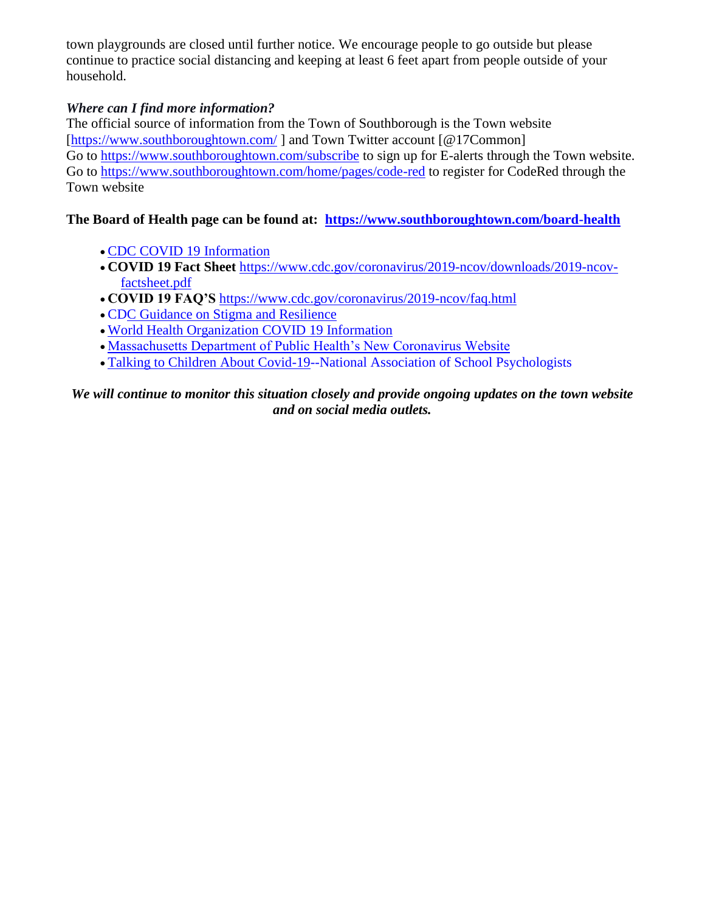town playgrounds are closed until further notice. We encourage people to go outside but please continue to practice social distancing and keeping at least 6 feet apart from people outside of your household.

***Where can I find more information?***

The official source of information from the Town of Southborough is the Town website [https://www.southboroughtown.com/ ] and Town Twitter account [@17Common]

Go to https://www.southboroughtown.com/subscribe to sign up for E-alerts through the Town website.

Go to https://www.southboroughtown.com/home/pages/code-red to register for CodeRed through the Town website

**The Board of Health page can be found at: https://www.southboroughtown.com/board-health**

- CDC COVID 19 Information
- **COVID 19 Fact Sheet** https://www.cdc.gov/coronavirus/2019-ncov/downloads/2019-ncov-factsheet.pdf
- **COVID 19 FAQ'S** https://www.cdc.gov/coronavirus/2019-ncov/faq.html
- CDC Guidance on Stigma and Resilience
- World Health Organization COVID 19 Information
- Massachusetts Department of Public Health's New Coronavirus Website
- Talking to Children About Covid-19--National Association of School Psychologists

***We will continue to monitor this situation closely and provide ongoing updates on the town website and on social media outlets.***